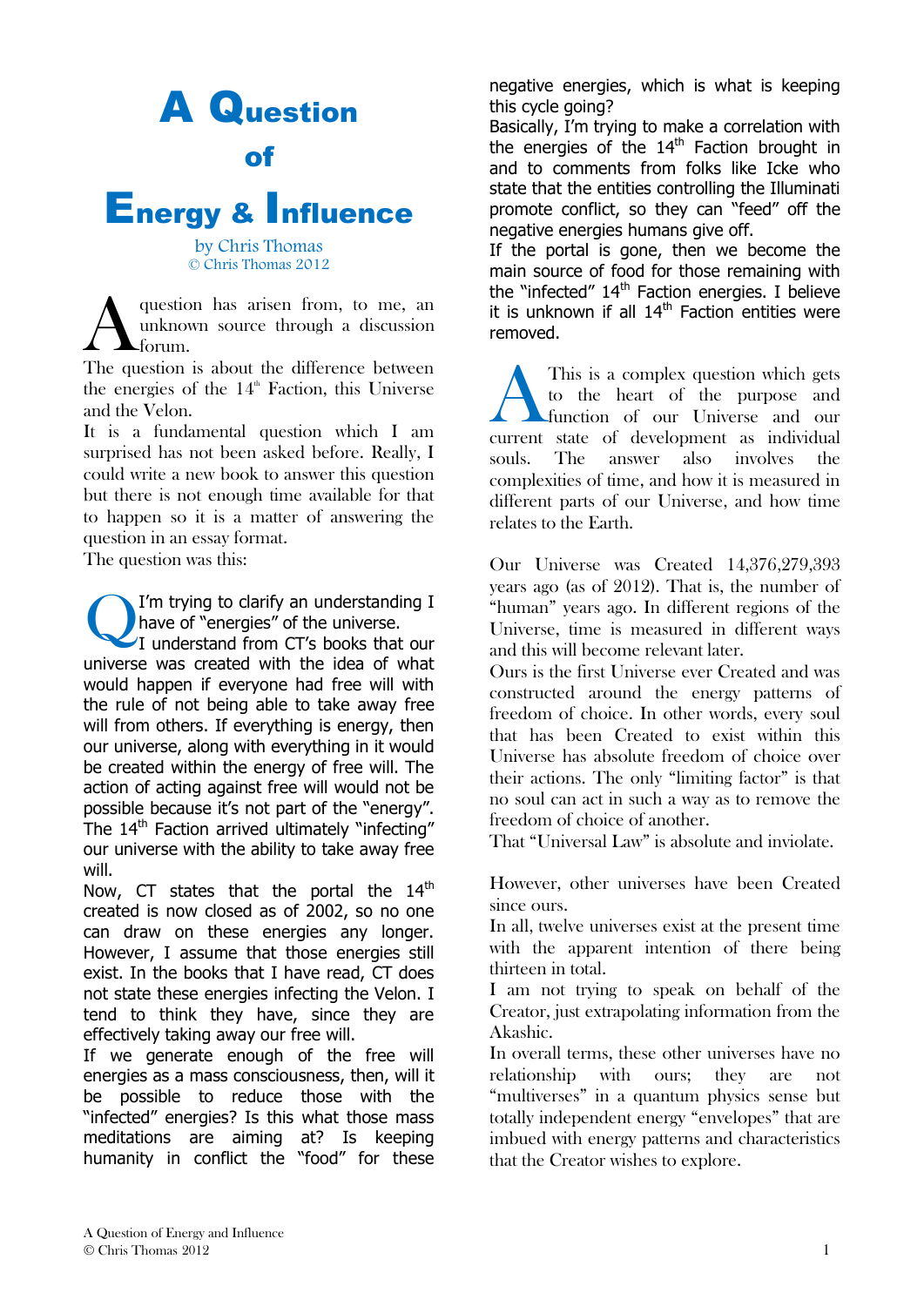# A Question of Energy & Influence

by Chris Thomas
© Chris Thomas 2012

A question has arisen from, to me, an unknown source through a discussion forum.

The question is about the difference between the energies of the 14th Faction, this Universe and the Velon.

It is a fundamental question which I am surprised has not been asked before. Really, I could write a new book to answer this question but there is not enough time available for that to happen so it is a matter of answering the question in an essay format.

The question was this:

Q I'm trying to clarify an understanding I have of "energies" of the universe.

I understand from CT's books that our universe was created with the idea of what would happen if everyone had free will with the rule of not being able to take away free will from others. If everything is energy, then our universe, along with everything in it would be created within the energy of free will. The action of acting against free will would not be possible because it's not part of the "energy". The 14th Faction arrived ultimately "infecting" our universe with the ability to take away free will.

Now, CT states that the portal the 14th created is now closed as of 2002, so no one can draw on these energies any longer. However, I assume that those energies still exist. In the books that I have read, CT does not state these energies infecting the Velon. I tend to think they have, since they are effectively taking away our free will.

If we generate enough of the free will energies as a mass consciousness, then, will it be possible to reduce those with the "infected" energies? Is this what those mass meditations are aiming at? Is keeping humanity in conflict the "food" for these negative energies, which is what is keeping this cycle going?

Basically, I'm trying to make a correlation with the energies of the 14th Faction brought in and to comments from folks like Icke who state that the entities controlling the Illuminati promote conflict, so they can "feed" off the negative energies humans give off.

If the portal is gone, then we become the main source of food for those remaining with the "infected" 14th Faction energies. I believe it is unknown if all 14th Faction entities were removed.

A This is a complex question which gets to the heart of the purpose and function of our Universe and our current state of development as individual souls. The answer also involves the complexities of time, and how it is measured in different parts of our Universe, and how time relates to the Earth.

Our Universe was Created 14,376,279,393 years ago (as of 2012). That is, the number of "human" years ago. In different regions of the Universe, time is measured in different ways and this will become relevant later.

Ours is the first Universe ever Created and was constructed around the energy patterns of freedom of choice. In other words, every soul that has been Created to exist within this Universe has absolute freedom of choice over their actions. The only "limiting factor" is that no soul can act in such a way as to remove the freedom of choice of another.

That "Universal Law" is absolute and inviolate.

However, other universes have been Created since ours.

In all, twelve universes exist at the present time with the apparent intention of there being thirteen in total.

I am not trying to speak on behalf of the Creator, just extrapolating information from the Akashic.

In overall terms, these other universes have no relationship with ours; they are not "multiverses" in a quantum physics sense but totally independent energy "envelopes" that are imbued with energy patterns and characteristics that the Creator wishes to explore.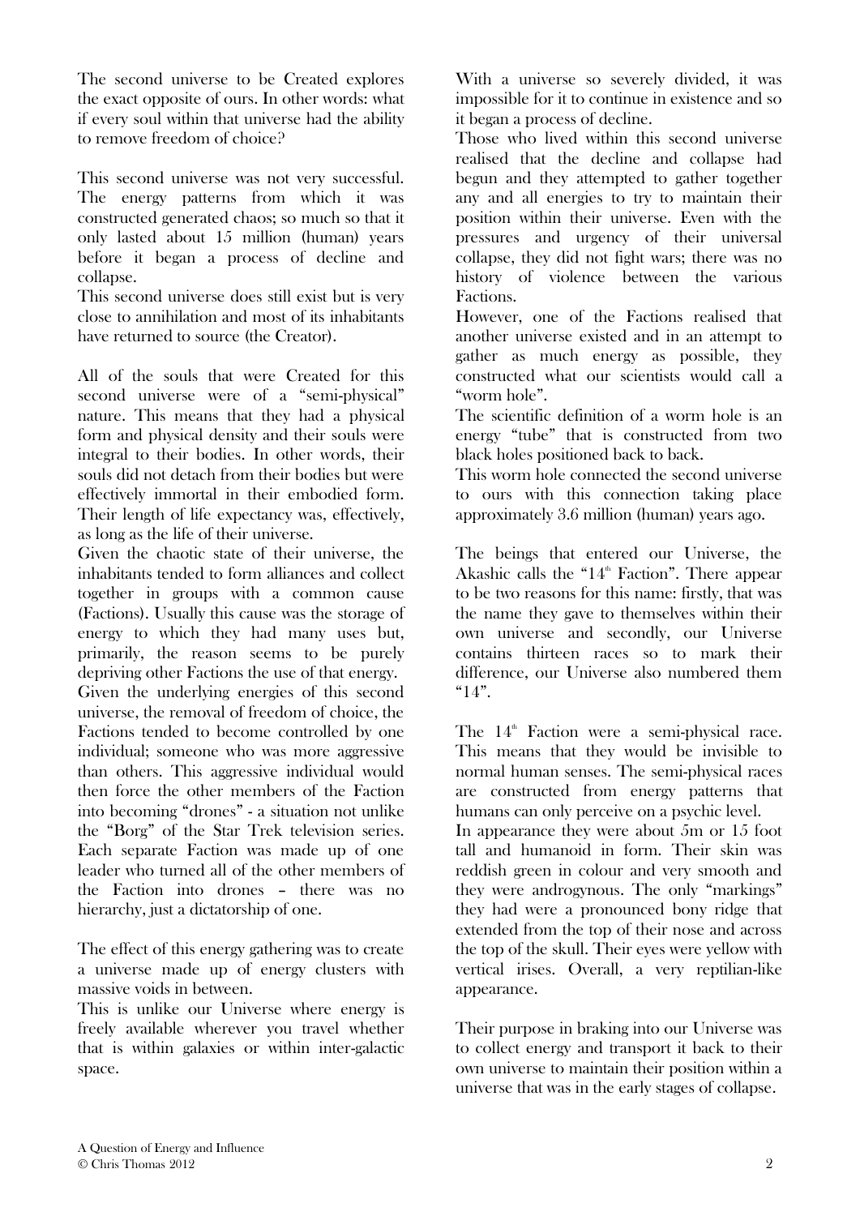The second universe to be Created explores the exact opposite of ours. In other words: what if every soul within that universe had the ability to remove freedom of choice?

This second universe was not very successful. The energy patterns from which it was constructed generated chaos; so much so that it only lasted about 15 million (human) years before it began a process of decline and collapse.

This second universe does still exist but is very close to annihilation and most of its inhabitants have returned to source (the Creator).

All of the souls that were Created for this second universe were of a "semi-physical" nature. This means that they had a physical form and physical density and their souls were integral to their bodies. In other words, their souls did not detach from their bodies but were effectively immortal in their embodied form. Their length of life expectancy was, effectively, as long as the life of their universe.

Given the chaotic state of their universe, the inhabitants tended to form alliances and collect together in groups with a common cause (Factions). Usually this cause was the storage of energy to which they had many uses but, primarily, the reason seems to be purely depriving other Factions the use of that energy.

Given the underlying energies of this second universe, the removal of freedom of choice, the Factions tended to become controlled by one individual; someone who was more aggressive than others. This aggressive individual would then force the other members of the Faction into becoming "drones" - a situation not unlike the "Borg" of the Star Trek television series. Each separate Faction was made up of one leader who turned all of the other members of the Faction into drones – there was no hierarchy, just a dictatorship of one.

The effect of this energy gathering was to create a universe made up of energy clusters with massive voids in between.

This is unlike our Universe where energy is freely available wherever you travel whether that is within galaxies or within inter-galactic space.

With a universe so severely divided, it was impossible for it to continue in existence and so it began a process of decline.

Those who lived within this second universe realised that the decline and collapse had begun and they attempted to gather together any and all energies to try to maintain their position within their universe. Even with the pressures and urgency of their universal collapse, they did not fight wars; there was no history of violence between the various Factions.

However, one of the Factions realised that another universe existed and in an attempt to gather as much energy as possible, they constructed what our scientists would call a "worm hole".

The scientific definition of a worm hole is an energy "tube" that is constructed from two black holes positioned back to back.

This worm hole connected the second universe to ours with this connection taking place approximately 3.6 million (human) years ago.

The beings that entered our Universe, the Akashic calls the "14th Faction". There appear to be two reasons for this name: firstly, that was the name they gave to themselves within their own universe and secondly, our Universe contains thirteen races so to mark their difference, our Universe also numbered them "14".

The 14th Faction were a semi-physical race. This means that they would be invisible to normal human senses. The semi-physical races are constructed from energy patterns that humans can only perceive on a psychic level.

In appearance they were about 5m or 15 foot tall and humanoid in form. Their skin was reddish green in colour and very smooth and they were androgynous. The only "markings" they had were a pronounced bony ridge that extended from the top of their nose and across the top of the skull. Their eyes were yellow with vertical irises. Overall, a very reptilian-like appearance.

Their purpose in braking into our Universe was to collect energy and transport it back to their own universe to maintain their position within a universe that was in the early stages of collapse.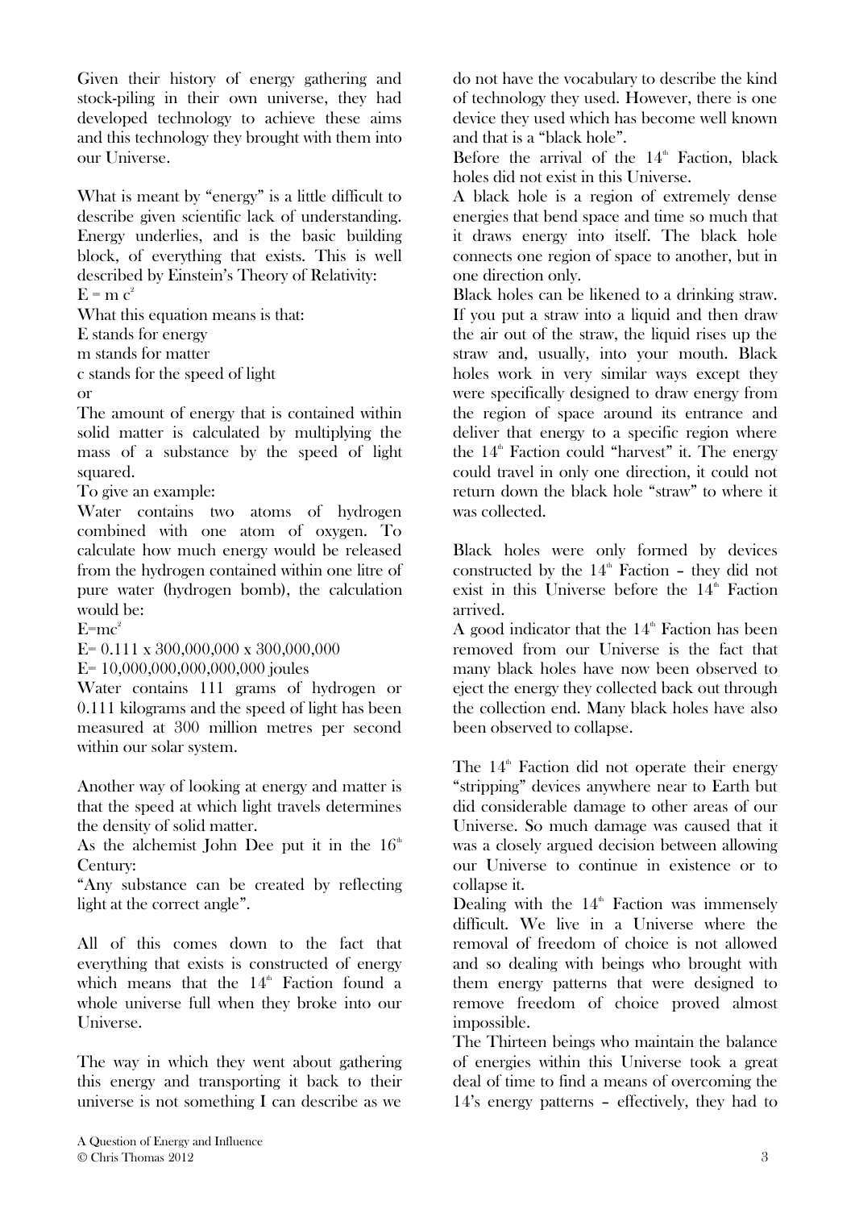Given their history of energy gathering and stock-piling in their own universe, they had developed technology to achieve these aims and this technology they brought with them into our Universe.

What is meant by "energy" is a little difficult to describe given scientific lack of understanding. Energy underlies, and is the basic building block, of everything that exists. This is well described by Einstein's Theory of Relativity:

$E = m c^2$

What this equation means is that:

E stands for energy

m stands for matter

c stands for the speed of light

or

The amount of energy that is contained within solid matter is calculated by multiplying the mass of a substance by the speed of light squared.

To give an example:

Water contains two atoms of hydrogen combined with one atom of oxygen. To calculate how much energy would be released from the hydrogen contained within one litre of pure water (hydrogen bomb), the calculation would be:

$E=mc^2$

E= 0.111 x 300,000,000 x 300,000,000

E= 10,000,000,000,000,000 joules

Water contains 111 grams of hydrogen or 0.111 kilograms and the speed of light has been measured at 300 million metres per second within our solar system.

Another way of looking at energy and matter is that the speed at which light travels determines the density of solid matter.

As the alchemist John Dee put it in the 16th Century:

"Any substance can be created by reflecting light at the correct angle".

All of this comes down to the fact that everything that exists is constructed of energy which means that the 14th Faction found a whole universe full when they broke into our Universe.

The way in which they went about gathering this energy and transporting it back to their universe is not something I can describe as we do not have the vocabulary to describe the kind of technology they used. However, there is one device they used which has become well known and that is a "black hole".

Before the arrival of the 14th Faction, black holes did not exist in this Universe.

A black hole is a region of extremely dense energies that bend space and time so much that it draws energy into itself. The black hole connects one region of space to another, but in one direction only.

Black holes can be likened to a drinking straw. If you put a straw into a liquid and then draw the air out of the straw, the liquid rises up the straw and, usually, into your mouth. Black holes work in very similar ways except they were specifically designed to draw energy from the region of space around its entrance and deliver that energy to a specific region where the 14th Faction could "harvest" it. The energy could travel in only one direction, it could not return down the black hole "straw" to where it was collected.

Black holes were only formed by devices constructed by the 14th Faction – they did not exist in this Universe before the 14th Faction arrived.

A good indicator that the 14th Faction has been removed from our Universe is the fact that many black holes have now been observed to eject the energy they collected back out through the collection end. Many black holes have also been observed to collapse.

The 14th Faction did not operate their energy "stripping" devices anywhere near to Earth but did considerable damage to other areas of our Universe. So much damage was caused that it was a closely argued decision between allowing our Universe to continue in existence or to collapse it.

Dealing with the 14th Faction was immensely difficult. We live in a Universe where the removal of freedom of choice is not allowed and so dealing with beings who brought with them energy patterns that were designed to remove freedom of choice proved almost impossible.

The Thirteen beings who maintain the balance of energies within this Universe took a great deal of time to find a means of overcoming the 14's energy patterns – effectively, they had to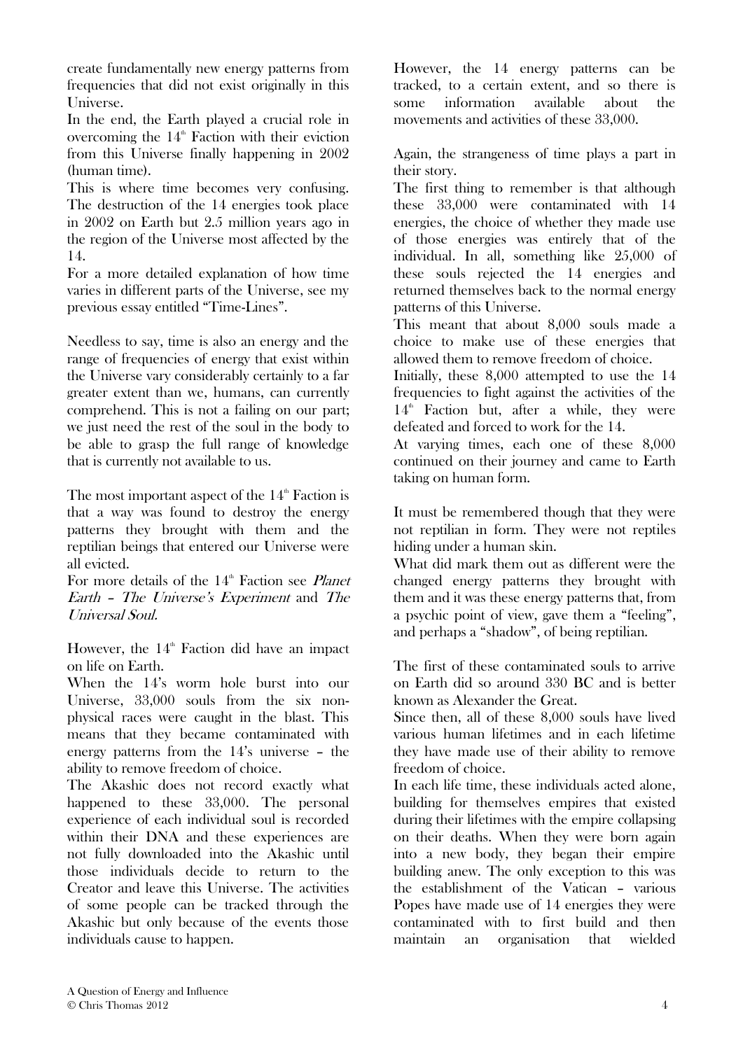create fundamentally new energy patterns from frequencies that did not exist originally in this Universe.

In the end, the Earth played a crucial role in overcoming the $14^{th}$ Faction with their eviction from this Universe finally happening in 2002 (human time).

This is where time becomes very confusing. The destruction of the 14 energies took place in 2002 on Earth but 2.5 million years ago in the region of the Universe most affected by the 14.

For a more detailed explanation of how time varies in different parts of the Universe, see my previous essay entitled "Time-Lines".

Needless to say, time is also an energy and the range of frequencies of energy that exist within the Universe vary considerably certainly to a far greater extent than we, humans, can currently comprehend. This is not a failing on our part; we just need the rest of the soul in the body to be able to grasp the full range of knowledge that is currently not available to us.

The most important aspect of the $14^{th}$ Faction is that a way was found to destroy the energy patterns they brought with them and the reptilian beings that entered our Universe were all evicted.

For more details of the $14^{th}$ Faction see *Planet Earth – The Universe's Experiment* and *The Universal Soul.*

However, the $14^{th}$ Faction did have an impact on life on Earth.

When the 14's worm hole burst into our Universe, 33,000 souls from the six non-physical races were caught in the blast. This means that they became contaminated with energy patterns from the 14's universe – the ability to remove freedom of choice.

The Akashic does not record exactly what happened to these 33,000. The personal experience of each individual soul is recorded within their DNA and these experiences are not fully downloaded into the Akashic until those individuals decide to return to the Creator and leave this Universe. The activities of some people can be tracked through the Akashic but only because of the events those individuals cause to happen.

However, the 14 energy patterns can be tracked, to a certain extent, and so there is some information available about the movements and activities of these 33,000.

Again, the strangeness of time plays a part in their story.

The first thing to remember is that although these 33,000 were contaminated with 14 energies, the choice of whether they made use of these energies was entirely that of the individual. In all, something like 25,000 of these souls rejected the 14 energies and returned themselves back to the normal energy patterns of this Universe.

This meant that about 8,000 souls made a choice to make use of these energies that allowed them to remove freedom of choice.

Initially, these 8,000 attempted to use the 14 frequencies to fight against the activities of the $14^{th}$ Faction but, after a while, they were defeated and forced to work for the 14.

At varying times, each one of these 8,000 continued on their journey and came to Earth taking on human form.

It must be remembered though that they were not reptilian in form. They were not reptiles hiding under a human skin.

What did mark them out as different were the changed energy patterns they brought with them and it was these energy patterns that, from a psychic point of view, gave them a "feeling", and perhaps a "shadow", of being reptilian.

The first of these contaminated souls to arrive on Earth did so around 330 BC and is better known as Alexander the Great.

Since then, all of these 8,000 souls have lived various human lifetimes and in each lifetime they have made use of their ability to remove freedom of choice.

In each life time, these individuals acted alone, building for themselves empires that existed during their lifetimes with the empire collapsing on their deaths. When they were born again into a new body, they began their empire building anew. The only exception to this was the establishment of the Vatican – various Popes have made use of 14 energies they were contaminated with to first build and then maintain an organisation that wielded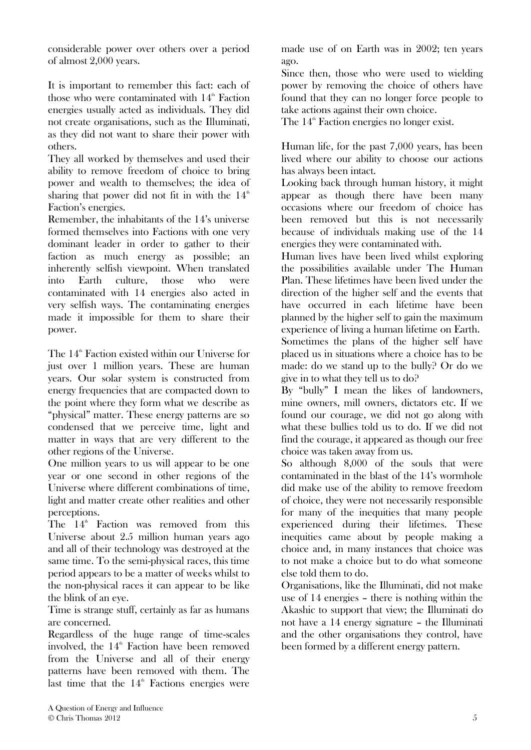considerable power over others over a period of almost 2,000 years.

It is important to remember this fact: each of those who were contaminated with 14th Faction energies usually acted as individuals. They did not create organisations, such as the Illuminati, as they did not want to share their power with others.

They all worked by themselves and used their ability to remove freedom of choice to bring power and wealth to themselves; the idea of sharing that power did not fit in with the 14th Faction's energies.

Remember, the inhabitants of the 14's universe formed themselves into Factions with one very dominant leader in order to gather to their faction as much energy as possible; an inherently selfish viewpoint. When translated into Earth culture, those who were contaminated with 14 energies also acted in very selfish ways. The contaminating energies made it impossible for them to share their power.

The 14th Faction existed within our Universe for just over 1 million years. These are human years. Our solar system is constructed from energy frequencies that are compacted down to the point where they form what we describe as "physical" matter. These energy patterns are so condensed that we perceive time, light and matter in ways that are very different to the other regions of the Universe.

One million years to us will appear to be one year or one second in other regions of the Universe where different combinations of time, light and matter create other realities and other perceptions.

The 14th Faction was removed from this Universe about 2.5 million human years ago and all of their technology was destroyed at the same time. To the semi-physical races, this time period appears to be a matter of weeks whilst to the non-physical races it can appear to be like the blink of an eye.

Time is strange stuff, certainly as far as humans are concerned.

Regardless of the huge range of time-scales involved, the 14th Faction have been removed from the Universe and all of their energy patterns have been removed with them. The last time that the 14th Factions energies were made use of on Earth was in 2002; ten years ago.

Since then, those who were used to wielding power by removing the choice of others have found that they can no longer force people to take actions against their own choice.

The 14th Faction energies no longer exist.

Human life, for the past 7,000 years, has been lived where our ability to choose our actions has always been intact.

Looking back through human history, it might appear as though there have been many occasions where our freedom of choice has been removed but this is not necessarily because of individuals making use of the 14 energies they were contaminated with.

Human lives have been lived whilst exploring the possibilities available under The Human Plan. These lifetimes have been lived under the direction of the higher self and the events that have occurred in each lifetime have been planned by the higher self to gain the maximum experience of living a human lifetime on Earth.

Sometimes the plans of the higher self have placed us in situations where a choice has to be made: do we stand up to the bully? Or do we give in to what they tell us to do?

By "bully" I mean the likes of landowners, mine owners, mill owners, dictators etc. If we found our courage, we did not go along with what these bullies told us to do. If we did not find the courage, it appeared as though our free choice was taken away from us.

So although 8,000 of the souls that were contaminated in the blast of the 14's wormhole did make use of the ability to remove freedom of choice, they were not necessarily responsible for many of the inequities that many people experienced during their lifetimes. These inequities came about by people making a choice and, in many instances that choice was to not make a choice but to do what someone else told them to do.

Organisations, like the Illuminati, did not make use of 14 energies – there is nothing within the Akashic to support that view; the Illuminati do not have a 14 energy signature – the Illuminati and the other organisations they control, have been formed by a different energy pattern.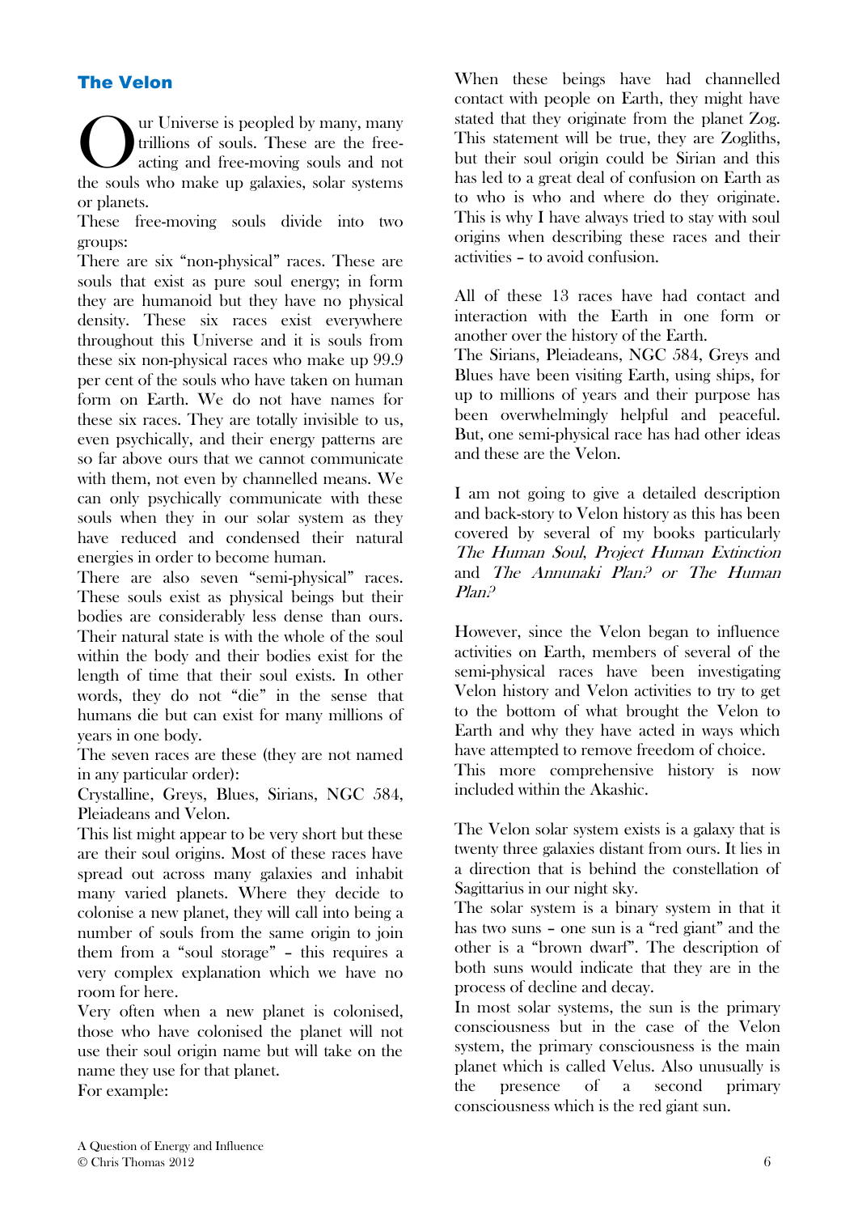## The Velon

Our Universe is peopled by many, many trillions of souls. These are the free-acting and free-moving souls and not the souls who make up galaxies, solar systems or planets.

These free-moving souls divide into two groups:

There are six "non-physical" races. These are souls that exist as pure soul energy; in form they are humanoid but they have no physical density. These six races exist everywhere throughout this Universe and it is souls from these six non-physical races who make up 99.9 per cent of the souls who have taken on human form on Earth. We do not have names for these six races. They are totally invisible to us, even psychically, and their energy patterns are so far above ours that we cannot communicate with them, not even by channelled means. We can only psychically communicate with these souls when they in our solar system as they have reduced and condensed their natural energies in order to become human.

There are also seven "semi-physical" races. These souls exist as physical beings but their bodies are considerably less dense than ours. Their natural state is with the whole of the soul within the body and their bodies exist for the length of time that their soul exists. In other words, they do not "die" in the sense that humans die but can exist for many millions of years in one body.

The seven races are these (they are not named in any particular order):

Crystalline, Greys, Blues, Sirians, NGC 584, Pleiadeans and Velon.

This list might appear to be very short but these are their soul origins. Most of these races have spread out across many galaxies and inhabit many varied planets. Where they decide to colonise a new planet, they will call into being a number of souls from the same origin to join them from a "soul storage" – this requires a very complex explanation which we have no room for here.

Very often when a new planet is colonised, those who have colonised the planet will not use their soul origin name but will take on the name they use for that planet.

For example:

When these beings have had channelled contact with people on Earth, they might have stated that they originate from the planet Zog. This statement will be true, they are Zogliths, but their soul origin could be Sirian and this has led to a great deal of confusion on Earth as to who is who and where do they originate. This is why I have always tried to stay with soul origins when describing these races and their activities – to avoid confusion.

All of these 13 races have had contact and interaction with the Earth in one form or another over the history of the Earth.

The Sirians, Pleiadeans, NGC 584, Greys and Blues have been visiting Earth, using ships, for up to millions of years and their purpose has been overwhelmingly helpful and peaceful. But, one semi-physical race has had other ideas and these are the Velon.

I am not going to give a detailed description and back-story to Velon history as this has been covered by several of my books particularly *The Human Soul*, *Project Human Extinction* and *The Annunaki Plan? or The Human Plan?*

However, since the Velon began to influence activities on Earth, members of several of the semi-physical races have been investigating Velon history and Velon activities to try to get to the bottom of what brought the Velon to Earth and why they have acted in ways which have attempted to remove freedom of choice.

This more comprehensive history is now included within the Akashic.

The Velon solar system exists is a galaxy that is twenty three galaxies distant from ours. It lies in a direction that is behind the constellation of Sagittarius in our night sky.

The solar system is a binary system in that it has two suns – one sun is a "red giant" and the other is a "brown dwarf". The description of both suns would indicate that they are in the process of decline and decay.

In most solar systems, the sun is the primary consciousness but in the case of the Velon system, the primary consciousness is the main planet which is called Velus. Also unusually is the presence of a second primary consciousness which is the red giant sun.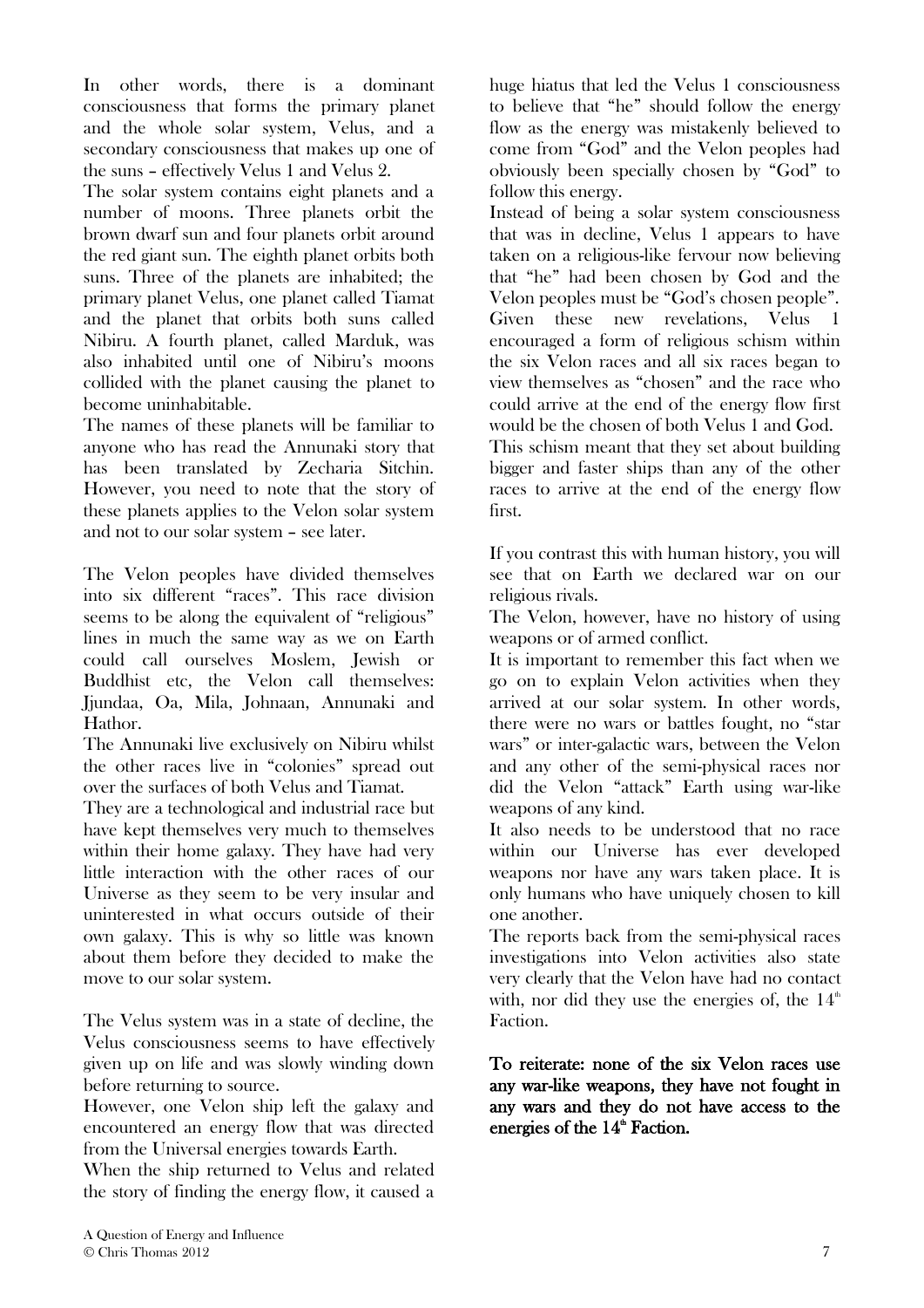In other words, there is a dominant consciousness that forms the primary planet and the whole solar system, Velus, and a secondary consciousness that makes up one of the suns – effectively Velus 1 and Velus 2.

The solar system contains eight planets and a number of moons. Three planets orbit the brown dwarf sun and four planets orbit around the red giant sun. The eighth planet orbits both suns. Three of the planets are inhabited; the primary planet Velus, one planet called Tiamat and the planet that orbits both suns called Nibiru. A fourth planet, called Marduk, was also inhabited until one of Nibiru's moons collided with the planet causing the planet to become uninhabitable.

The names of these planets will be familiar to anyone who has read the Annunaki story that has been translated by Zecharia Sitchin. However, you need to note that the story of these planets applies to the Velon solar system and not to our solar system – see later.

The Velon peoples have divided themselves into six different "races". This race division seems to be along the equivalent of "religious" lines in much the same way as we on Earth could call ourselves Moslem, Jewish or Buddhist etc, the Velon call themselves: Jjundaa, Oa, Mila, Johnaan, Annunaki and Hathor.

The Annunaki live exclusively on Nibiru whilst the other races live in "colonies" spread out over the surfaces of both Velus and Tiamat.

They are a technological and industrial race but have kept themselves very much to themselves within their home galaxy. They have had very little interaction with the other races of our Universe as they seem to be very insular and uninterested in what occurs outside of their own galaxy. This is why so little was known about them before they decided to make the move to our solar system.

The Velus system was in a state of decline, the Velus consciousness seems to have effectively given up on life and was slowly winding down before returning to source.

However, one Velon ship left the galaxy and encountered an energy flow that was directed from the Universal energies towards Earth.

When the ship returned to Velus and related the story of finding the energy flow, it caused a huge hiatus that led the Velus 1 consciousness to believe that "he" should follow the energy flow as the energy was mistakenly believed to come from "God" and the Velon peoples had obviously been specially chosen by "God" to follow this energy.

Instead of being a solar system consciousness that was in decline, Velus 1 appears to have taken on a religious-like fervour now believing that "he" had been chosen by God and the Velon peoples must be "God's chosen people". Given these new revelations, Velus 1 encouraged a form of religious schism within the six Velon races and all six races began to view themselves as "chosen" and the race who could arrive at the end of the energy flow first would be the chosen of both Velus 1 and God.

This schism meant that they set about building bigger and faster ships than any of the other races to arrive at the end of the energy flow first.

If you contrast this with human history, you will see that on Earth we declared war on our religious rivals.

The Velon, however, have no history of using weapons or of armed conflict.

It is important to remember this fact when we go on to explain Velon activities when they arrived at our solar system. In other words, there were no wars or battles fought, no "star wars" or inter-galactic wars, between the Velon and any other of the semi-physical races nor did the Velon "attack" Earth using war-like weapons of any kind.

It also needs to be understood that no race within our Universe has ever developed weapons nor have any wars taken place. It is only humans who have uniquely chosen to kill one another.

The reports back from the semi-physical races investigations into Velon activities also state very clearly that the Velon have had no contact with, nor did they use the energies of, the 14th Faction.

**To reiterate: none of the six Velon races use any war-like weapons, they have not fought in any wars and they do not have access to the energies of the 14th Faction.**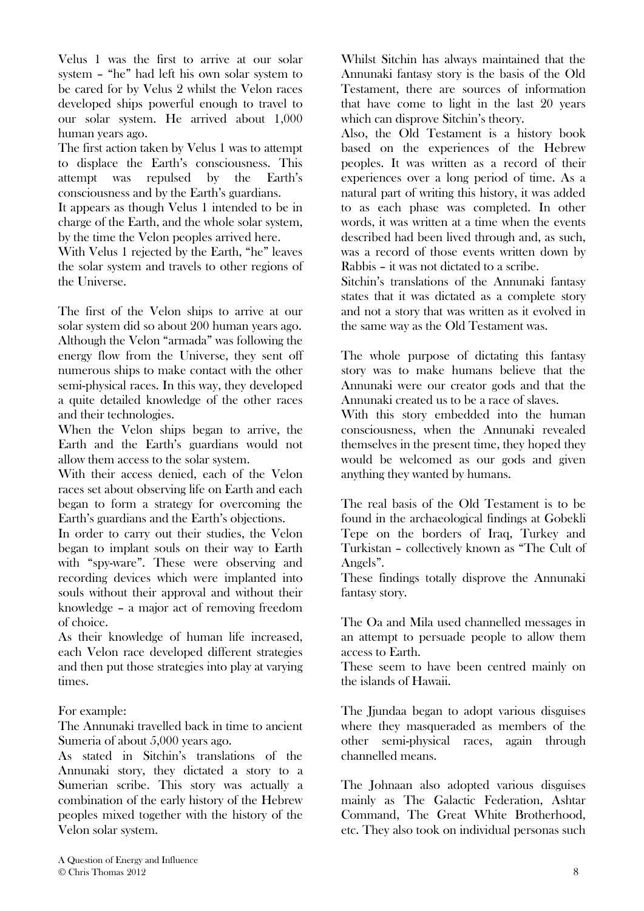Velus 1 was the first to arrive at our solar system – "he" had left his own solar system to be cared for by Velus 2 whilst the Velon races developed ships powerful enough to travel to our solar system. He arrived about 1,000 human years ago.

The first action taken by Velus 1 was to attempt to displace the Earth's consciousness. This attempt was repulsed by the Earth's consciousness and by the Earth's guardians.

It appears as though Velus 1 intended to be in charge of the Earth, and the whole solar system, by the time the Velon peoples arrived here.

With Velus 1 rejected by the Earth, "he" leaves the solar system and travels to other regions of the Universe.

The first of the Velon ships to arrive at our solar system did so about 200 human years ago. Although the Velon "armada" was following the energy flow from the Universe, they sent off numerous ships to make contact with the other semi-physical races. In this way, they developed a quite detailed knowledge of the other races and their technologies.

When the Velon ships began to arrive, the Earth and the Earth's guardians would not allow them access to the solar system.

With their access denied, each of the Velon races set about observing life on Earth and each began to form a strategy for overcoming the Earth's guardians and the Earth's objections.

In order to carry out their studies, the Velon began to implant souls on their way to Earth with "spy-ware". These were observing and recording devices which were implanted into souls without their approval and without their knowledge – a major act of removing freedom of choice.

As their knowledge of human life increased, each Velon race developed different strategies and then put those strategies into play at varying times.

For example:

The Annunaki travelled back in time to ancient Sumeria of about 5,000 years ago.

As stated in Sitchin's translations of the Annunaki story, they dictated a story to a Sumerian scribe. This story was actually a combination of the early history of the Hebrew peoples mixed together with the history of the Velon solar system.

Whilst Sitchin has always maintained that the Annunaki fantasy story is the basis of the Old Testament, there are sources of information that have come to light in the last 20 years which can disprove Sitchin's theory.

Also, the Old Testament is a history book based on the experiences of the Hebrew peoples. It was written as a record of their experiences over a long period of time. As a natural part of writing this history, it was added to as each phase was completed. In other words, it was written at a time when the events described had been lived through and, as such, was a record of those events written down by Rabbis – it was not dictated to a scribe.

Sitchin's translations of the Annunaki fantasy states that it was dictated as a complete story and not a story that was written as it evolved in the same way as the Old Testament was.

The whole purpose of dictating this fantasy story was to make humans believe that the Annunaki were our creator gods and that the Annunaki created us to be a race of slaves.

With this story embedded into the human consciousness, when the Annunaki revealed themselves in the present time, they hoped they would be welcomed as our gods and given anything they wanted by humans.

The real basis of the Old Testament is to be found in the archaeological findings at Gobekli Tepe on the borders of Iraq, Turkey and Turkistan – collectively known as "The Cult of Angels".

These findings totally disprove the Annunaki fantasy story.

The Oa and Mila used channelled messages in an attempt to persuade people to allow them access to Earth.

These seem to have been centred mainly on the islands of Hawaii.

The Jjundaa began to adopt various disguises where they masqueraded as members of the other semi-physical races, again through channelled means.

The Johnaan also adopted various disguises mainly as The Galactic Federation, Ashtar Command, The Great White Brotherhood, etc. They also took on individual personas such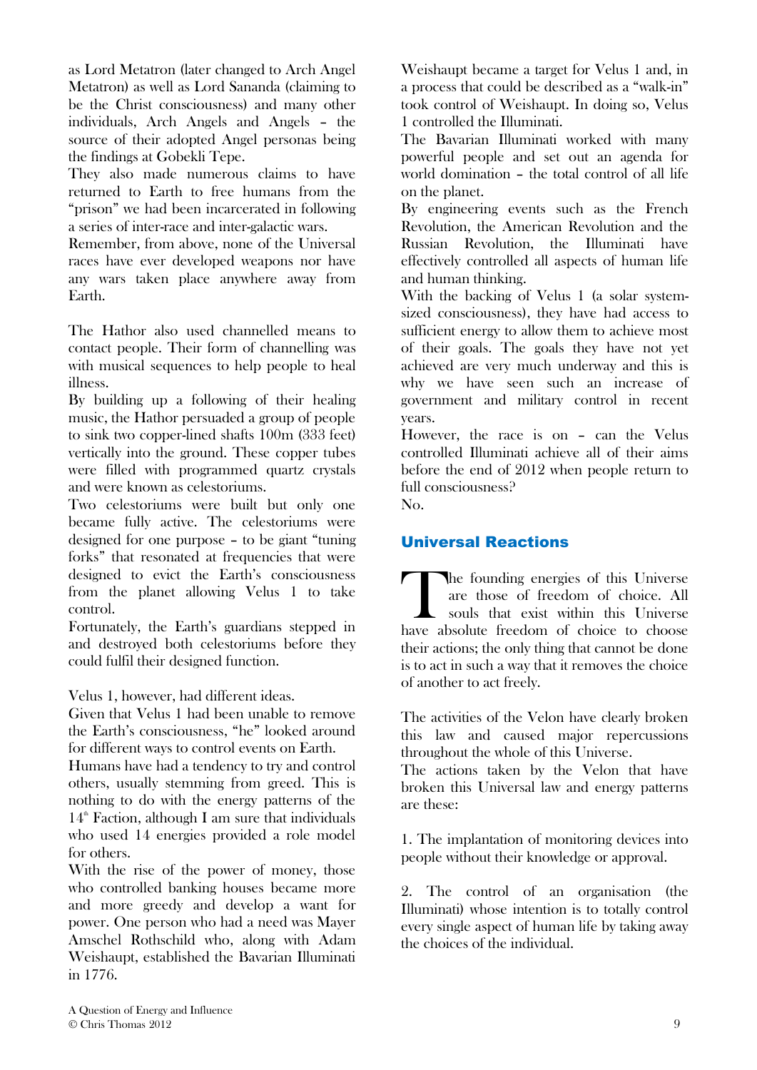as Lord Metatron (later changed to Arch Angel Metatron) as well as Lord Sananda (claiming to be the Christ consciousness) and many other individuals, Arch Angels and Angels – the source of their adopted Angel personas being the findings at Gobekli Tepe.

They also made numerous claims to have returned to Earth to free humans from the "prison" we had been incarcerated in following a series of inter-race and inter-galactic wars.

Remember, from above, none of the Universal races have ever developed weapons nor have any wars taken place anywhere away from Earth.

The Hathor also used channelled means to contact people. Their form of channelling was with musical sequences to help people to heal illness.

By building up a following of their healing music, the Hathor persuaded a group of people to sink two copper-lined shafts 100m (333 feet) vertically into the ground. These copper tubes were filled with programmed quartz crystals and were known as celestoriums.

Two celestoriums were built but only one became fully active. The celestoriums were designed for one purpose – to be giant "tuning forks" that resonated at frequencies that were designed to evict the Earth's consciousness from the planet allowing Velus 1 to take control.

Fortunately, the Earth's guardians stepped in and destroyed both celestoriums before they could fulfil their designed function.

Velus 1, however, had different ideas.

Given that Velus 1 had been unable to remove the Earth's consciousness, "he" looked around for different ways to control events on Earth.

Humans have had a tendency to try and control others, usually stemming from greed. This is nothing to do with the energy patterns of the 14th Faction, although I am sure that individuals who used 14 energies provided a role model for others.

With the rise of the power of money, those who controlled banking houses became more and more greedy and develop a want for power. One person who had a need was Mayer Amschel Rothschild who, along with Adam Weishaupt, established the Bavarian Illuminati in 1776.

Weishaupt became a target for Velus 1 and, in a process that could be described as a "walk-in" took control of Weishaupt. In doing so, Velus 1 controlled the Illuminati.

The Bavarian Illuminati worked with many powerful people and set out an agenda for world domination – the total control of all life on the planet.

By engineering events such as the French Revolution, the American Revolution and the Russian Revolution, the Illuminati have effectively controlled all aspects of human life and human thinking.

With the backing of Velus 1 (a solar system-sized consciousness), they have had access to sufficient energy to allow them to achieve most of their goals. The goals they have not yet achieved are very much underway and this is why we have seen such an increase of government and military control in recent years.

However, the race is on – can the Velus controlled Illuminati achieve all of their aims before the end of 2012 when people return to full consciousness?

No.

## Universal Reactions

The founding energies of this Universe are those of freedom of choice. All souls that exist within this Universe have absolute freedom of choice to choose their actions; the only thing that cannot be done is to act in such a way that it removes the choice of another to act freely.

The activities of the Velon have clearly broken this law and caused major repercussions throughout the whole of this Universe.

The actions taken by the Velon that have broken this Universal law and energy patterns are these:

1. The implantation of monitoring devices into people without their knowledge or approval.

2. The control of an organisation (the Illuminati) whose intention is to totally control every single aspect of human life by taking away the choices of the individual.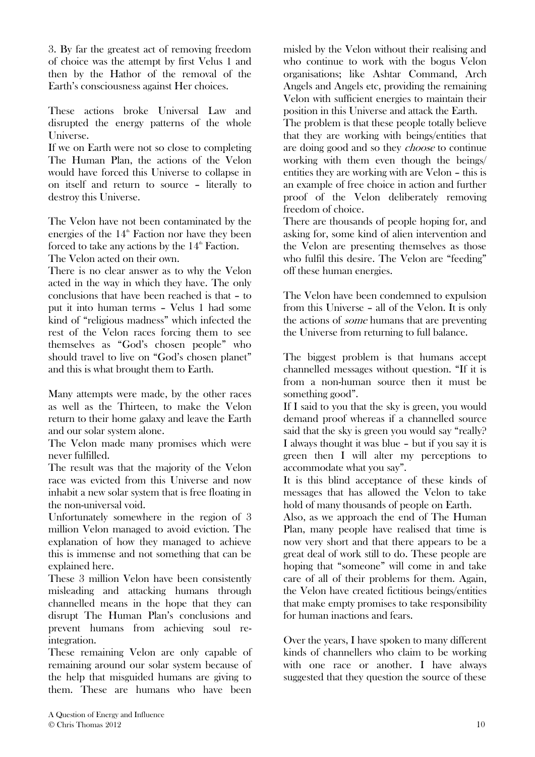3. By far the greatest act of removing freedom of choice was the attempt by first Velus 1 and then by the Hathor of the removal of the Earth's consciousness against Her choices.

These actions broke Universal Law and disrupted the energy patterns of the whole Universe.

If we on Earth were not so close to completing The Human Plan, the actions of the Velon would have forced this Universe to collapse in on itself and return to source – literally to destroy this Universe.

The Velon have not been contaminated by the energies of the $14^{th}$ Faction nor have they been forced to take any actions by the $14^{th}$ Faction.

The Velon acted on their own.

There is no clear answer as to why the Velon acted in the way in which they have. The only conclusions that have been reached is that – to put it into human terms – Velus 1 had some kind of "religious madness" which infected the rest of the Velon races forcing them to see themselves as "God's chosen people" who should travel to live on "God's chosen planet" and this is what brought them to Earth.

Many attempts were made, by the other races as well as the Thirteen, to make the Velon return to their home galaxy and leave the Earth and our solar system alone.

The Velon made many promises which were never fulfilled.

The result was that the majority of the Velon race was evicted from this Universe and now inhabit a new solar system that is free floating in the non-universal void.

Unfortunately somewhere in the region of 3 million Velon managed to avoid eviction. The explanation of how they managed to achieve this is immense and not something that can be explained here.

These 3 million Velon have been consistently misleading and attacking humans through channelled means in the hope that they can disrupt The Human Plan's conclusions and prevent humans from achieving soul re-integration.

These remaining Velon are only capable of remaining around our solar system because of the help that misguided humans are giving to them. These are humans who have been misled by the Velon without their realising and who continue to work with the bogus Velon organisations; like Ashtar Command, Arch Angels and Angels etc, providing the remaining Velon with sufficient energies to maintain their position in this Universe and attack the Earth.

The problem is that these people totally believe that they are working with beings/entities that are doing good and so they *choose* to continue working with them even though the beings/entities they are working with are Velon – this is an example of free choice in action and further proof of the Velon deliberately removing freedom of choice.

There are thousands of people hoping for, and asking for, some kind of alien intervention and the Velon are presenting themselves as those who fulfil this desire. The Velon are "feeding" off these human energies.

The Velon have been condemned to expulsion from this Universe – all of the Velon. It is only the actions of *some* humans that are preventing the Universe from returning to full balance.

The biggest problem is that humans accept channelled messages without question. "If it is from a non-human source then it must be something good".

If I said to you that the sky is green, you would demand proof whereas if a channelled source said that the sky is green you would say "really? I always thought it was blue – but if you say it is green then I will alter my perceptions to accommodate what you say".

It is this blind acceptance of these kinds of messages that has allowed the Velon to take hold of many thousands of people on Earth.

Also, as we approach the end of The Human Plan, many people have realised that time is now very short and that there appears to be a great deal of work still to do. These people are hoping that "someone" will come in and take care of all of their problems for them. Again, the Velon have created fictitious beings/entities that make empty promises to take responsibility for human inactions and fears.

Over the years, I have spoken to many different kinds of channellers who claim to be working with one race or another. I have always suggested that they question the source of these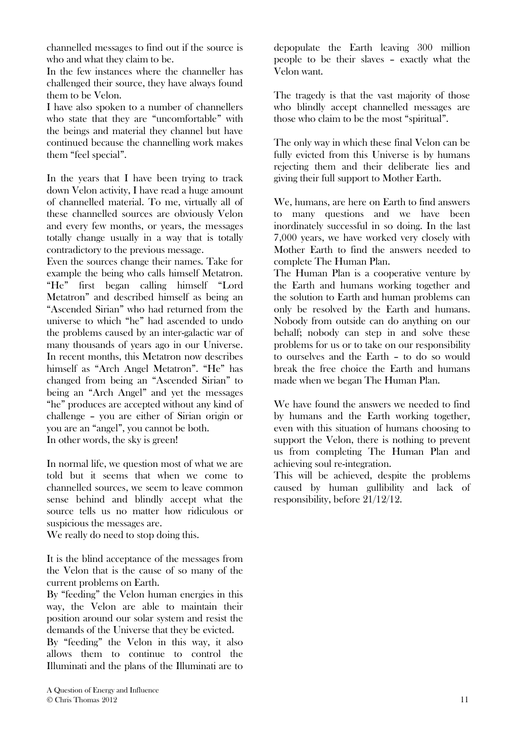channelled messages to find out if the source is who and what they claim to be.

In the few instances where the channeller has challenged their source, they have always found them to be Velon.

I have also spoken to a number of channellers who state that they are "uncomfortable" with the beings and material they channel but have continued because the channelling work makes them "feel special".

In the years that I have been trying to track down Velon activity, I have read a huge amount of channelled material. To me, virtually all of these channelled sources are obviously Velon and every few months, or years, the messages totally change usually in a way that is totally contradictory to the previous message.

Even the sources change their names. Take for example the being who calls himself Metatron. "He" first began calling himself "Lord Metatron" and described himself as being an "Ascended Sirian" who had returned from the universe to which "he" had ascended to undo the problems caused by an inter-galactic war of many thousands of years ago in our Universe. In recent months, this Metatron now describes himself as "Arch Angel Metatron". "He" has changed from being an "Ascended Sirian" to being an "Arch Angel" and yet the messages "he" produces are accepted without any kind of challenge – you are either of Sirian origin or you are an "angel", you cannot be both.

In other words, the sky is green!

In normal life, we question most of what we are told but it seems that when we come to channelled sources, we seem to leave common sense behind and blindly accept what the source tells us no matter how ridiculous or suspicious the messages are.

We really do need to stop doing this.

It is the blind acceptance of the messages from the Velon that is the cause of so many of the current problems on Earth.

By "feeding" the Velon human energies in this way, the Velon are able to maintain their position around our solar system and resist the demands of the Universe that they be evicted.

By "feeding" the Velon in this way, it also allows them to continue to control the Illuminati and the plans of the Illuminati are to depopulate the Earth leaving 300 million people to be their slaves – exactly what the Velon want.

The tragedy is that the vast majority of those who blindly accept channelled messages are those who claim to be the most "spiritual".

The only way in which these final Velon can be fully evicted from this Universe is by humans rejecting them and their deliberate lies and giving their full support to Mother Earth.

We, humans, are here on Earth to find answers to many questions and we have been inordinately successful in so doing. In the last 7,000 years, we have worked very closely with Mother Earth to find the answers needed to complete The Human Plan.

The Human Plan is a cooperative venture by the Earth and humans working together and the solution to Earth and human problems can only be resolved by the Earth and humans. Nobody from outside can do anything on our behalf; nobody can step in and solve these problems for us or to take on our responsibility to ourselves and the Earth – to do so would break the free choice the Earth and humans made when we began The Human Plan.

We have found the answers we needed to find by humans and the Earth working together, even with this situation of humans choosing to support the Velon, there is nothing to prevent us from completing The Human Plan and achieving soul re-integration.

This will be achieved, despite the problems caused by human gullibility and lack of responsibility, before 21/12/12.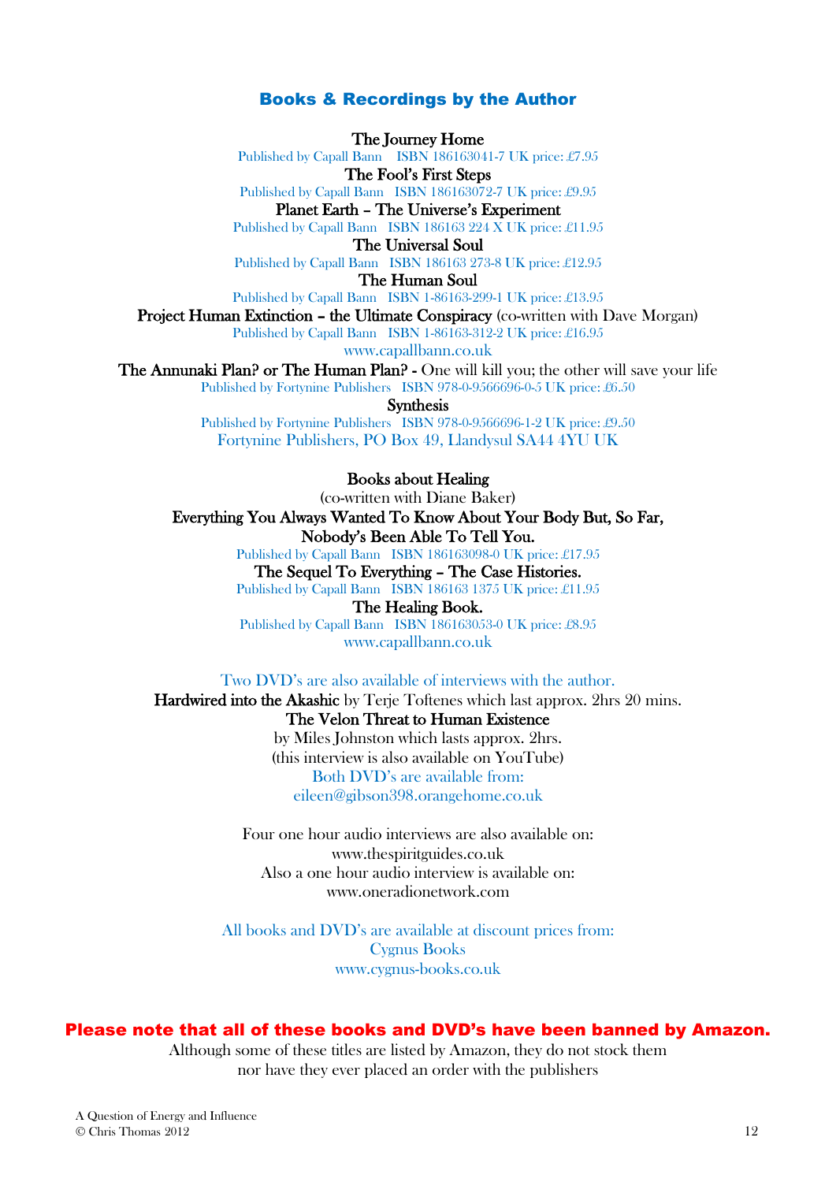## Books & Recordings by the Author

**The Journey Home**
Published by Capall Bann ISBN 186163041-7 UK price: £7.95

**The Fool's First Steps**
Published by Capall Bann ISBN 186163072-7 UK price: £9.95

**Planet Earth – The Universe's Experiment**
Published by Capall Bann ISBN 186163 224 X UK price: £11.95

**The Universal Soul**
Published by Capall Bann ISBN 186163 273-8 UK price: £12.95

**The Human Soul**
Published by Capall Bann ISBN 1-86163-299-1 UK price: £13.95

**Project Human Extinction – the Ultimate Conspiracy** (co-written with Dave Morgan)
Published by Capall Bann ISBN 1-86163-312-2 UK price: £16.95
www.capallbann.co.uk

**The Annunaki Plan? or The Human Plan? -** One will kill you; the other will save your life
Published by Fortynine Publishers ISBN 978-0-9566696-0-5 UK price: £6.50

**Synthesis**
Published by Fortynine Publishers ISBN 978-0-9566696-1-2 UK price: £9.50
Fortynine Publishers, PO Box 49, Llandysul SA44 4YU UK

**Books about Healing**
(co-written with Diane Baker)

**Everything You Always Wanted To Know About Your Body But, So Far, Nobody's Been Able To Tell You.**
Published by Capall Bann ISBN 186163098-0 UK price: £17.95

**The Sequel To Everything – The Case Histories.**
Published by Capall Bann ISBN 186163 1375 UK price: £11.95

**The Healing Book.**
Published by Capall Bann ISBN 186163053-0 UK price: £8.95
www.capallbann.co.uk

Two DVD's are also available of interviews with the author.
**Hardwired into the Akashic** by Terje Toftenes which last approx. 2hrs 20 mins.
**The Velon Threat to Human Existence**
by Miles Johnston which lasts approx. 2hrs.
(this interview is also available on YouTube)
Both DVD's are available from:
eileen@gibson398.orangehome.co.uk

Four one hour audio interviews are also available on:
www.thespiritguides.co.uk
Also a one hour audio interview is available on:
www.oneradionetwork.com

All books and DVD's are available at discount prices from:
Cygnus Books
www.cygnus-books.co.uk

**Please note that all of these books and DVD's have been banned by Amazon.**
Although some of these titles are listed by Amazon, they do not stock them nor have they ever placed an order with the publishers